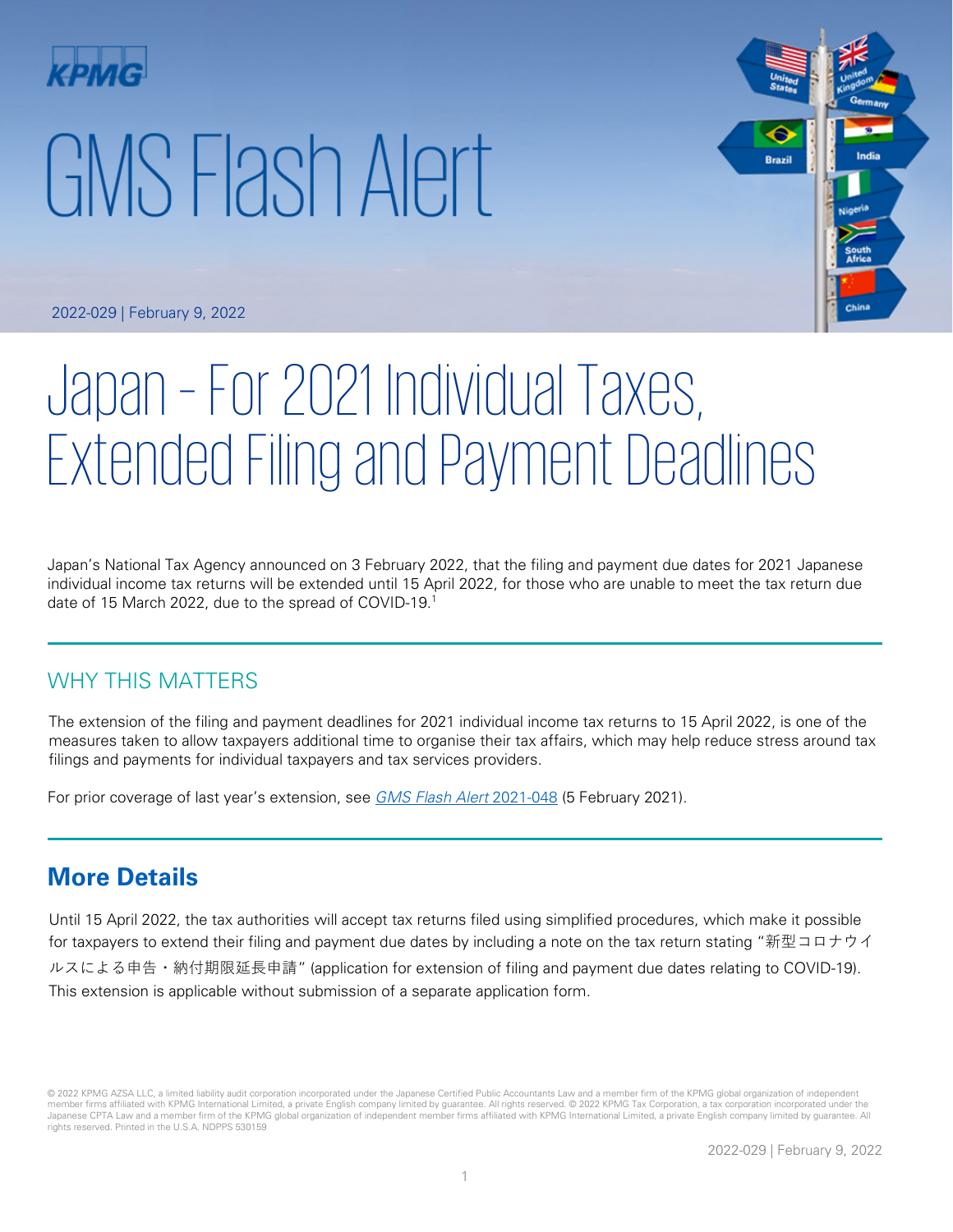KPMG

# GMS Flash Alert

2022-029 | February 9, 2022

# Japan – For 2021 Individual Taxes, Extended Filing and Payment Deadlines

Japan's National Tax Agency announced on 3 February 2022, that the filing and payment due dates for 2021 Japanese individual income tax returns will be extended until 15 April 2022, for those who are unable to meet the tax return due date of 15 March 2022, due to the spread of COVID-19.[1]

## WHY THIS MATTERS

The extension of the filing and payment deadlines for 2021 individual income tax returns to 15 April 2022, is one of the measures taken to allow taxpayers additional time to organise their tax affairs, which may help reduce stress around tax filings and payments for individual taxpayers and tax services providers.

For prior coverage of last year's extension, see *GMS Flash Alert* 2021-048 (5 February 2021).

## More Details

Until 15 April 2022, the tax authorities will accept tax returns filed using simplified procedures, which make it possible for taxpayers to extend their filing and payment due dates by including a note on the tax return stating "新型コロナウイルスによる申告・納付期限延長申請" (application for extension of filing and payment due dates relating to COVID-19). This extension is applicable without submission of a separate application form.

© 2022 KPMG AZSA LLC, a limited liability audit corporation incorporated under the Japanese Certified Public Accountants Law and a member firm of the KPMG global organization of independent member firms affiliated with KPMG International Limited, a private English company limited by guarantee. All rights reserved. © 2022 KPMG Tax Corporation, a tax corporation incorporated under the Japanese CPTA Law and a member firm of the KPMG global organization of independent member firms affiliated with KPMG International Limited, a private English company limited by guarantee. All rights reserved. Printed in the U.S.A. NDPPS 530159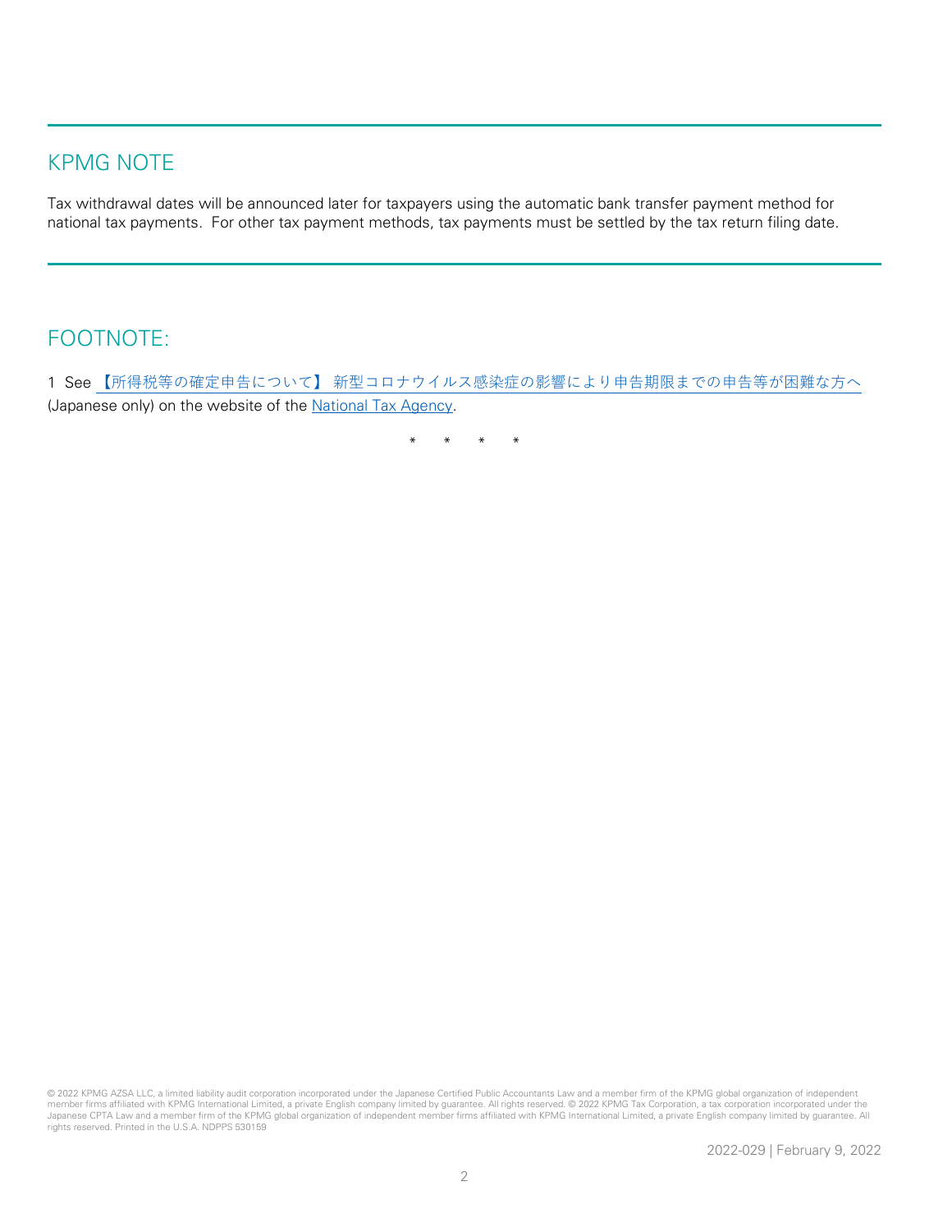## KPMG NOTE

Tax withdrawal dates will be announced later for taxpayers using the automatic bank transfer payment method for national tax payments. For other tax payment methods, tax payments must be settled by the tax return filing date.

## FOOTNOTE:

1 See 【所得税等の確定申告について】 新型コロナウイルス感染症の影響により申告期限までの申告等が困難な方へ (Japanese only) on the website of the National Tax Agency.

\* \* \* \*

© 2022 KPMG AZSA LLC, a limited liability audit corporation incorporated under the Japanese Certified Public Accountants Law and a member firm of the KPMG global organization of independent member firms affiliated with KPMG International Limited, a private English company limited by guarantee. All rights reserved. © 2022 KPMG Tax Corporation, a tax corporation incorporated under the Japanese CPTA Law and a member firm of the KPMG global organization of independent member firms affiliated with KPMG International Limited, a private English company limited by guarantee. All rights reserved. Printed in the U.S.A. NDPPS 530159

2022-029 | February 9, 2022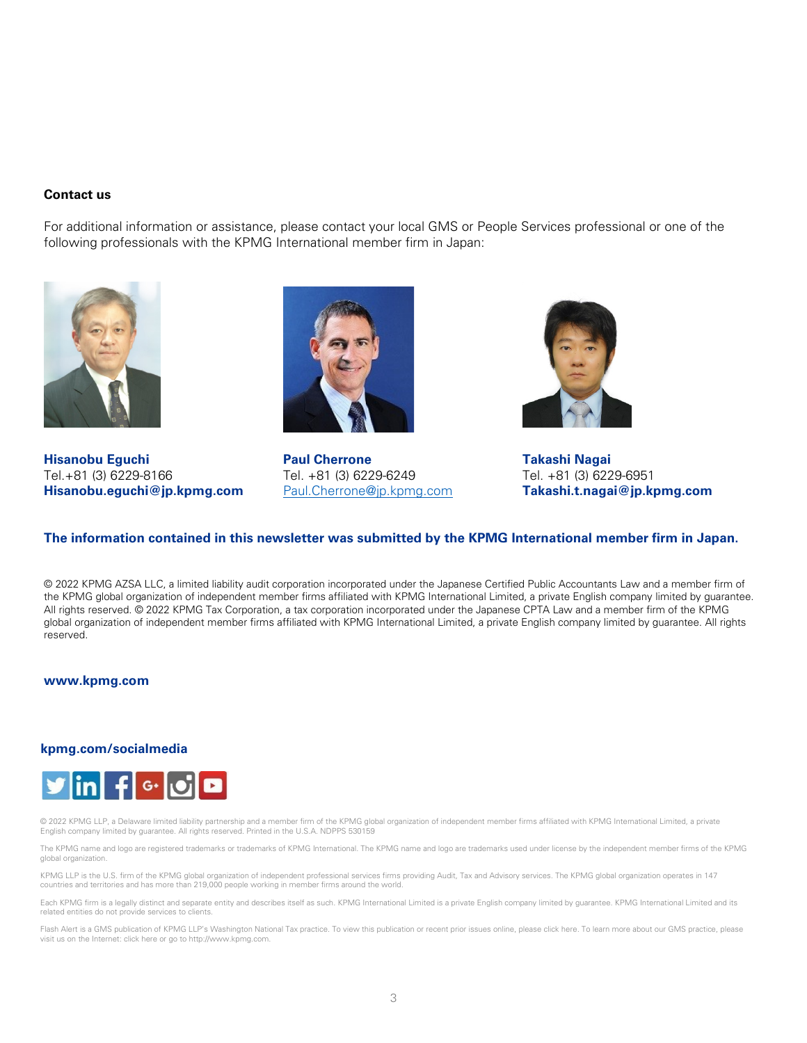**Contact us**

For additional information or assistance, please contact your local GMS or People Services professional or one of the following professionals with the KPMG International member firm in Japan:

**Hisanobu Eguchi**
Tel.+81 (3) 6229-8166
**Hisanobu.eguchi@jp.kpmg.com**

**Paul Cherrone**
Tel. +81 (3) 6229-6249
Paul.Cherrone@jp.kpmg.com

**Takashi Nagai**
Tel. +81 (3) 6229-6951
**Takashi.t.nagai@jp.kpmg.com**

**The information contained in this newsletter was submitted by the KPMG International member firm in Japan.**

© 2022 KPMG AZSA LLC, a limited liability audit corporation incorporated under the Japanese Certified Public Accountants Law and a member firm of the KPMG global organization of independent member firms affiliated with KPMG International Limited, a private English company limited by guarantee. All rights reserved. © 2022 KPMG Tax Corporation, a tax corporation incorporated under the Japanese CPTA Law and a member firm of the KPMG global organization of independent member firms affiliated with KPMG International Limited, a private English company limited by guarantee. All rights reserved.

**www.kpmg.com**

**kpmg.com/socialmedia**

© 2022 KPMG LLP, a Delaware limited liability partnership and a member firm of the KPMG global organization of independent member firms affiliated with KPMG International Limited, a private English company limited by guarantee. All rights reserved. Printed in the U.S.A. NDPPS 530159

The KPMG name and logo are registered trademarks or trademarks of KPMG International. The KPMG name and logo are trademarks used under license by the independent member firms of the KPMG global organization.

KPMG LLP is the U.S. firm of the KPMG global organization of independent professional services firms providing Audit, Tax and Advisory services. The KPMG global organization operates in 147 countries and territories and has more than 219,000 people working in member firms around the world.

Each KPMG firm is a legally distinct and separate entity and describes itself as such. KPMG International Limited is a private English company limited by guarantee. KPMG International Limited and its related entities do not provide services to clients.

Flash Alert is a GMS publication of KPMG LLP's Washington National Tax practice. To view this publication or recent prior issues online, please click here. To learn more about our GMS practice, please visit us on the Internet: click here or go to http://www.kpmg.com.